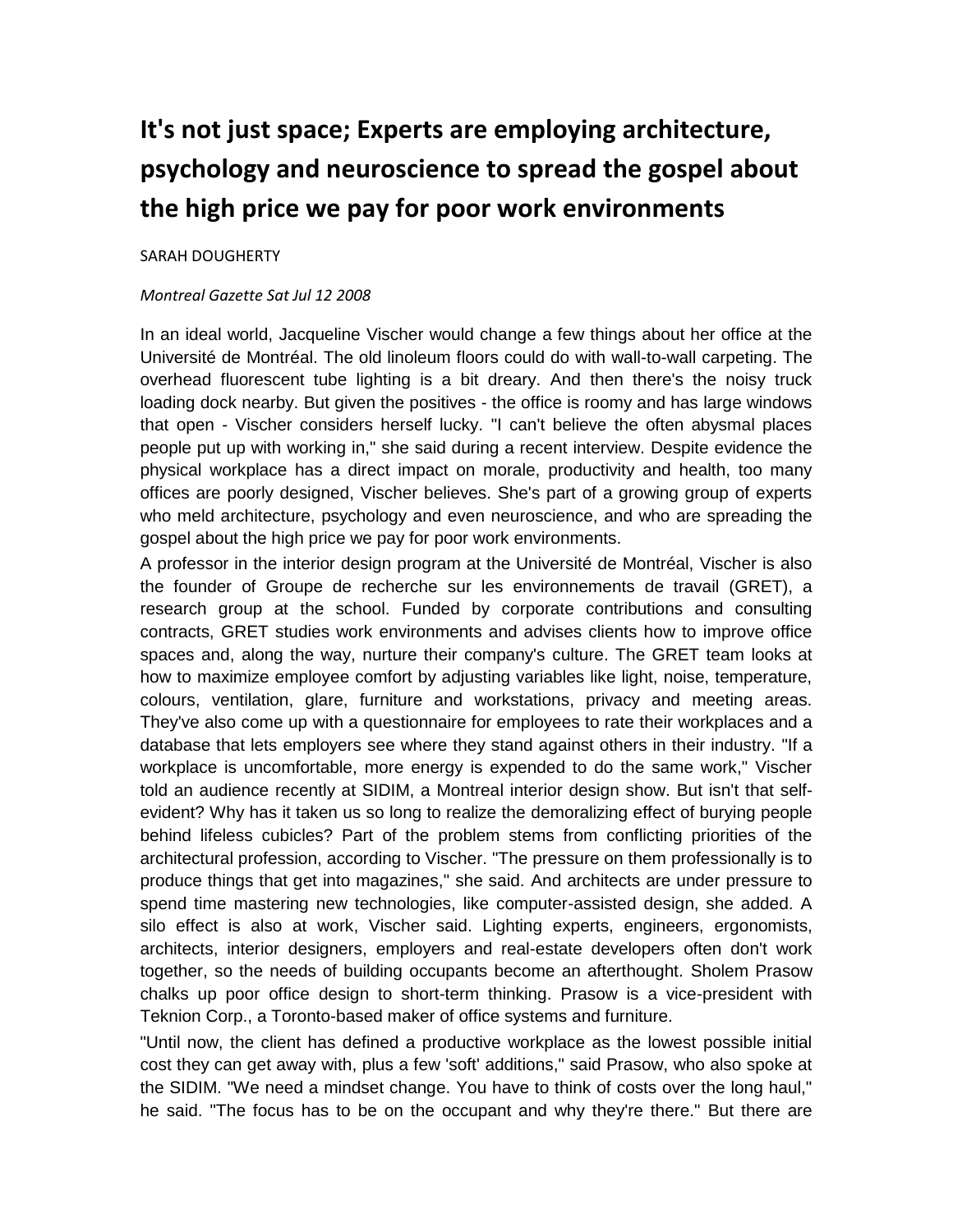# It's not just space; Experts are employing architecture, psychology and neuroscience to spread the gospel about the high price we pay for poor work environments

SARAH DOUGHERTY

*Montreal Gazette Sat Jul 12 2008*

In an ideal world, Jacqueline Vischer would change a few things about her office at the Université de Montréal. The old linoleum floors could do with wall-to-wall carpeting. The overhead fluorescent tube lighting is a bit dreary. And then there's the noisy truck loading dock nearby. But given the positives - the office is roomy and has large windows that open - Vischer considers herself lucky. "I can't believe the often abysmal places people put up with working in," she said during a recent interview. Despite evidence the physical workplace has a direct impact on morale, productivity and health, too many offices are poorly designed, Vischer believes. She's part of a growing group of experts who meld architecture, psychology and even neuroscience, and who are spreading the gospel about the high price we pay for poor work environments.

A professor in the interior design program at the Université de Montréal, Vischer is also the founder of Groupe de recherche sur les environnements de travail (GRET), a research group at the school. Funded by corporate contributions and consulting contracts, GRET studies work environments and advises clients how to improve office spaces and, along the way, nurture their company's culture. The GRET team looks at how to maximize employee comfort by adjusting variables like light, noise, temperature, colours, ventilation, glare, furniture and workstations, privacy and meeting areas. They've also come up with a questionnaire for employees to rate their workplaces and a database that lets employers see where they stand against others in their industry. "If a workplace is uncomfortable, more energy is expended to do the same work," Vischer told an audience recently at SIDIM, a Montreal interior design show. But isn't that self-evident? Why has it taken us so long to realize the demoralizing effect of burying people behind lifeless cubicles? Part of the problem stems from conflicting priorities of the architectural profession, according to Vischer. "The pressure on them professionally is to produce things that get into magazines," she said. And architects are under pressure to spend time mastering new technologies, like computer-assisted design, she added. A silo effect is also at work, Vischer said. Lighting experts, engineers, ergonomists, architects, interior designers, employers and real-estate developers often don't work together, so the needs of building occupants become an afterthought. Sholem Prasow chalks up poor office design to short-term thinking. Prasow is a vice-president with Teknion Corp., a Toronto-based maker of office systems and furniture.

"Until now, the client has defined a productive workplace as the lowest possible initial cost they can get away with, plus a few 'soft' additions," said Prasow, who also spoke at the SIDIM. "We need a mindset change. You have to think of costs over the long haul," he said. "The focus has to be on the occupant and why they're there." But there are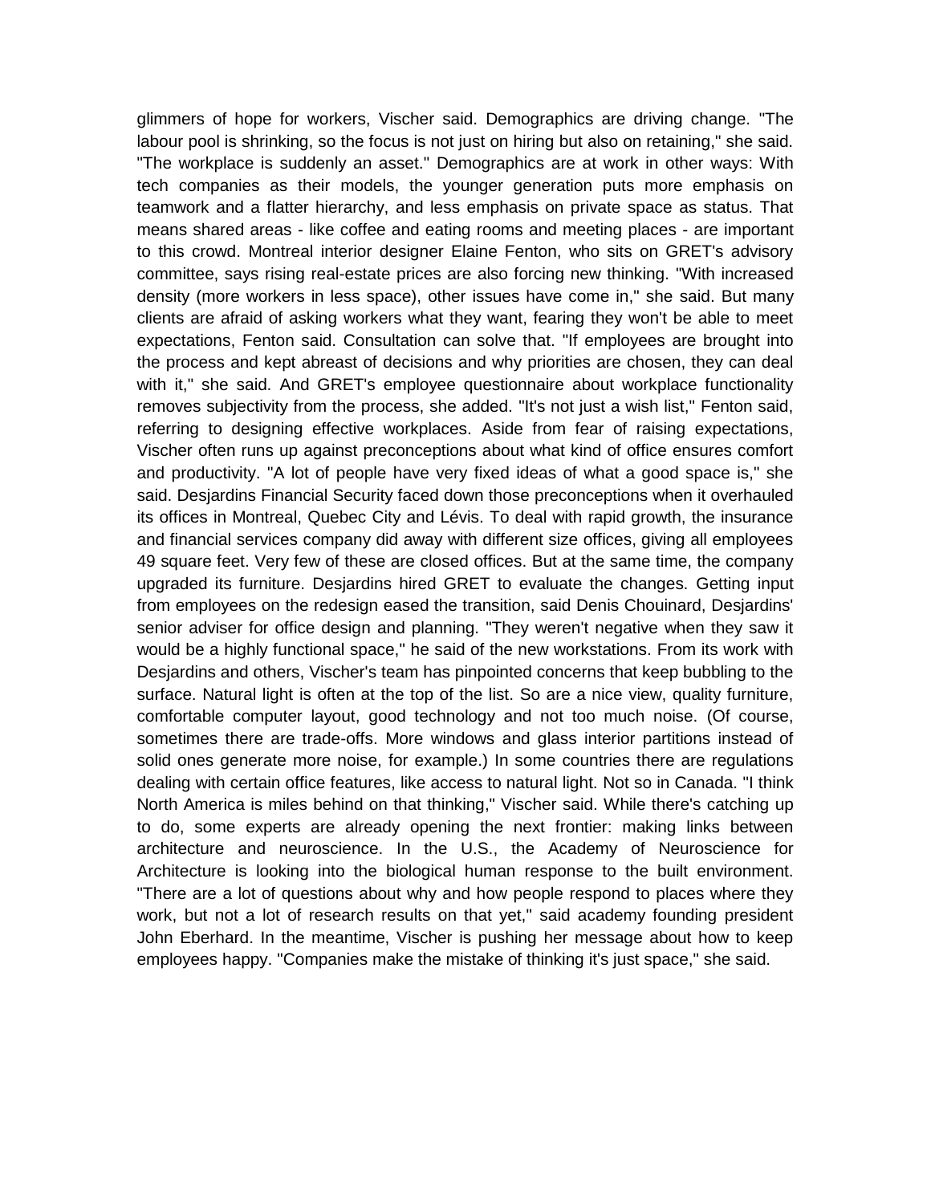glimmers of hope for workers, Vischer said. Demographics are driving change. "The labour pool is shrinking, so the focus is not just on hiring but also on retaining," she said. "The workplace is suddenly an asset." Demographics are at work in other ways: With tech companies as their models, the younger generation puts more emphasis on teamwork and a flatter hierarchy, and less emphasis on private space as status. That means shared areas - like coffee and eating rooms and meeting places - are important to this crowd. Montreal interior designer Elaine Fenton, who sits on GRET's advisory committee, says rising real-estate prices are also forcing new thinking. "With increased density (more workers in less space), other issues have come in," she said. But many clients are afraid of asking workers what they want, fearing they won't be able to meet expectations, Fenton said. Consultation can solve that. "If employees are brought into the process and kept abreast of decisions and why priorities are chosen, they can deal with it," she said. And GRET's employee questionnaire about workplace functionality removes subjectivity from the process, she added. "It's not just a wish list," Fenton said, referring to designing effective workplaces. Aside from fear of raising expectations, Vischer often runs up against preconceptions about what kind of office ensures comfort and productivity. "A lot of people have very fixed ideas of what a good space is," she said. Desjardins Financial Security faced down those preconceptions when it overhauled its offices in Montreal, Quebec City and Lévis. To deal with rapid growth, the insurance and financial services company did away with different size offices, giving all employees 49 square feet. Very few of these are closed offices. But at the same time, the company upgraded its furniture. Desjardins hired GRET to evaluate the changes. Getting input from employees on the redesign eased the transition, said Denis Chouinard, Desjardins' senior adviser for office design and planning. "They weren't negative when they saw it would be a highly functional space," he said of the new workstations. From its work with Desjardins and others, Vischer's team has pinpointed concerns that keep bubbling to the surface. Natural light is often at the top of the list. So are a nice view, quality furniture, comfortable computer layout, good technology and not too much noise. (Of course, sometimes there are trade-offs. More windows and glass interior partitions instead of solid ones generate more noise, for example.) In some countries there are regulations dealing with certain office features, like access to natural light. Not so in Canada. "I think North America is miles behind on that thinking," Vischer said. While there's catching up to do, some experts are already opening the next frontier: making links between architecture and neuroscience. In the U.S., the Academy of Neuroscience for Architecture is looking into the biological human response to the built environment. "There are a lot of questions about why and how people respond to places where they work, but not a lot of research results on that yet," said academy founding president John Eberhard. In the meantime, Vischer is pushing her message about how to keep employees happy. "Companies make the mistake of thinking it's just space," she said.